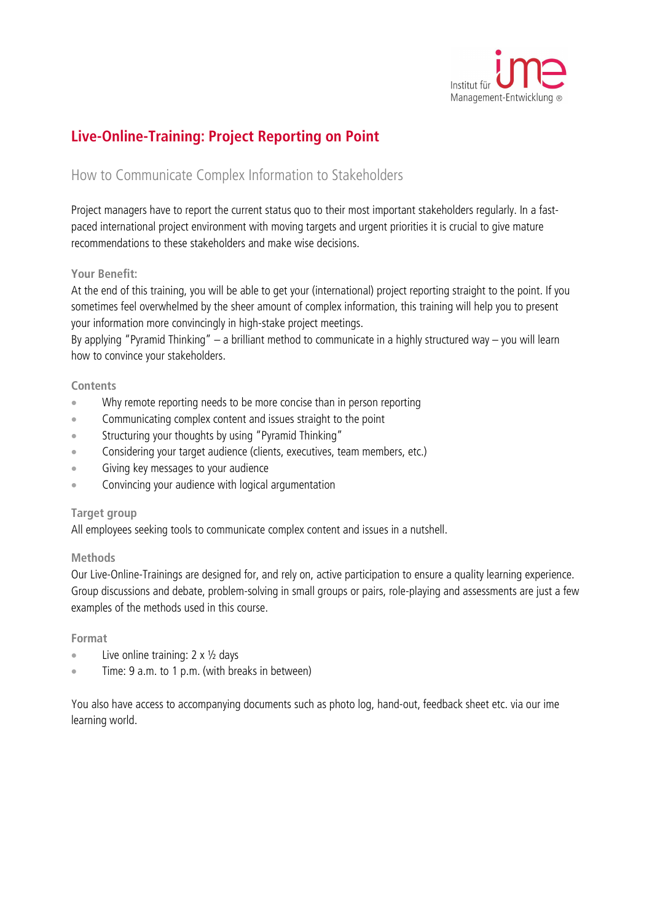Institut für Management-Entwicklung ®

# Live-Online-Training: Project Reporting on Point

## How to Communicate Complex Information to Stakeholders

Project managers have to report the current status quo to their most important stakeholders regularly. In a fast-paced international project environment with moving targets and urgent priorities it is crucial to give mature recommendations to these stakeholders and make wise decisions.

### Your Benefit:

At the end of this training, you will be able to get your (international) project reporting straight to the point. If you sometimes feel overwhelmed by the sheer amount of complex information, this training will help you to present your information more convincingly in high-stake project meetings.
By applying "Pyramid Thinking" – a brilliant method to communicate in a highly structured way – you will learn how to convince your stakeholders.

### Contents

- Why remote reporting needs to be more concise than in person reporting
- Communicating complex content and issues straight to the point
- Structuring your thoughts by using "Pyramid Thinking"
- Considering your target audience (clients, executives, team members, etc.)
- Giving key messages to your audience
- Convincing your audience with logical argumentation

### Target group

All employees seeking tools to communicate complex content and issues in a nutshell.

### Methods

Our Live-Online-Trainings are designed for, and rely on, active participation to ensure a quality learning experience. Group discussions and debate, problem-solving in small groups or pairs, role-playing and assessments are just a few examples of the methods used in this course.

### Format

- Live online training: 2 x ½ days
- Time: 9 a.m. to 1 p.m. (with breaks in between)

You also have access to accompanying documents such as photo log, hand-out, feedback sheet etc. via our ime learning world.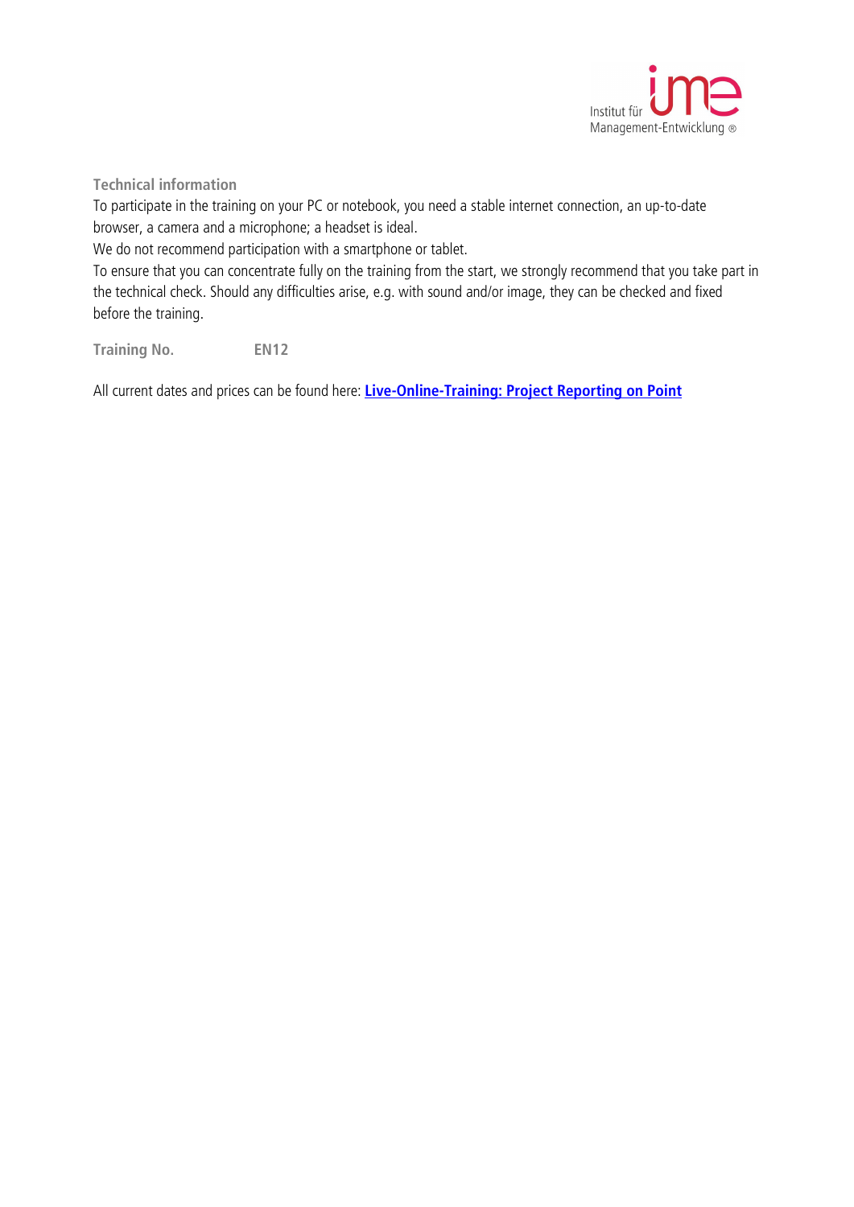### Technical information

To participate in the training on your PC or notebook, you need a stable internet connection, an up-to-date browser, a camera and a microphone; a headset is ideal.

We do not recommend participation with a smartphone or tablet.

To ensure that you can concentrate fully on the training from the start, we strongly recommend that you take part in the technical check. Should any difficulties arise, e.g. with sound and/or image, they can be checked and fixed before the training.

**Training No.** EN12

All current dates and prices can be found here: **Live-Online-Training: Project Reporting on Point**